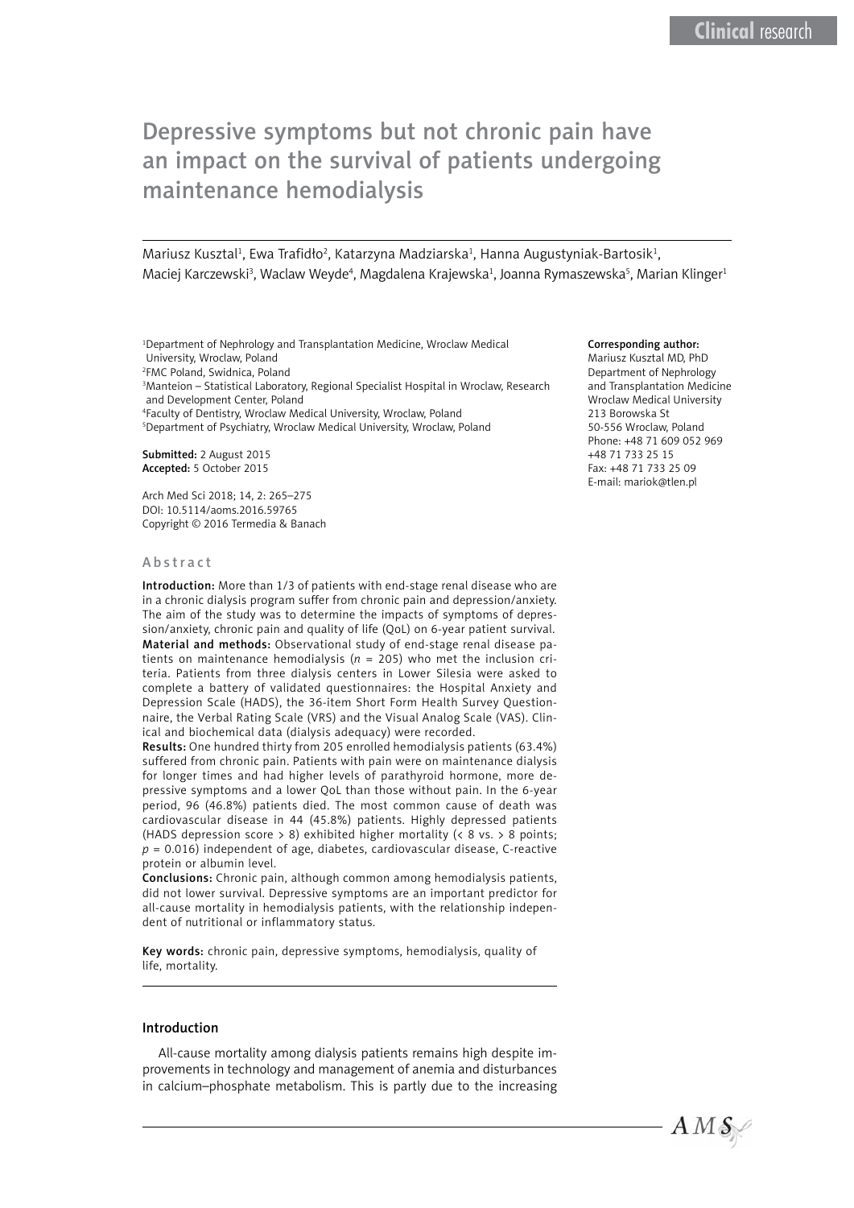# Depressive symptoms but not chronic pain have an impact on the survival of patients undergoing maintenance hemodialysis

Mariusz Kusztal[1], Ewa Trafidło[2], Katarzyna Madziarska[1], Hanna Augustyniak-Bartosik[1], Maciej Karczewski[3], Waclaw Weyde[4], Magdalena Krajewska[1], Joanna Rymaszewska[5], Marian Klinger[1]

[1]Department of Nephrology and Transplantation Medicine, Wroclaw Medical University, Wroclaw, Poland
[2]FMC Poland, Swidnica, Poland
[3]Manteion – Statistical Laboratory, Regional Specialist Hospital in Wroclaw, Research and Development Center, Poland
[4]Faculty of Dentistry, Wroclaw Medical University, Wroclaw, Poland
[5]Department of Psychiatry, Wroclaw Medical University, Wroclaw, Poland

**Submitted:** 2 August 2015
**Accepted:** 5 October 2015

Arch Med Sci 2018; 14, 2: 265–275
DOI: 10.5114/aoms.2016.59765
Copyright © 2016 Termedia & Banach

**Corresponding author:**
Mariusz Kusztal MD, PhD
Department of Nephrology and Transplantation Medicine
Wroclaw Medical University
213 Borowska St
50-556 Wroclaw, Poland
Phone: +48 71 609 052 969
+48 71 733 25 15
Fax: +48 71 733 25 09
E-mail: mariok@tlen.pl

## Abstract

**Introduction:** More than 1/3 of patients with end-stage renal disease who are in a chronic dialysis program suffer from chronic pain and depression/anxiety. The aim of the study was to determine the impacts of symptoms of depression/anxiety, chronic pain and quality of life (QoL) on 6-year patient survival.

**Material and methods:** Observational study of end-stage renal disease patients on maintenance hemodialysis ($n$ = 205) who met the inclusion criteria. Patients from three dialysis centers in Lower Silesia were asked to complete a battery of validated questionnaires: the Hospital Anxiety and Depression Scale (HADS), the 36-item Short Form Health Survey Questionnaire, the Verbal Rating Scale (VRS) and the Visual Analog Scale (VAS). Clinical and biochemical data (dialysis adequacy) were recorded.

**Results:** One hundred thirty from 205 enrolled hemodialysis patients (63.4%) suffered from chronic pain. Patients with pain were on maintenance dialysis for longer times and had higher levels of parathyroid hormone, more depressive symptoms and a lower QoL than those without pain. In the 6-year period, 96 (46.8%) patients died. The most common cause of death was cardiovascular disease in 44 (45.8%) patients. Highly depressed patients (HADS depression score > 8) exhibited higher mortality (< 8 vs. > 8 points; $p$ = 0.016) independent of age, diabetes, cardiovascular disease, C-reactive protein or albumin level.

**Conclusions:** Chronic pain, although common among hemodialysis patients, did not lower survival. Depressive symptoms are an important predictor for all-cause mortality in hemodialysis patients, with the relationship independent of nutritional or inflammatory status.

**Key words:** chronic pain, depressive symptoms, hemodialysis, quality of life, mortality.

## Introduction

All-cause mortality among dialysis patients remains high despite improvements in technology and management of anemia and disturbances in calcium–phosphate metabolism. This is partly due to the increasing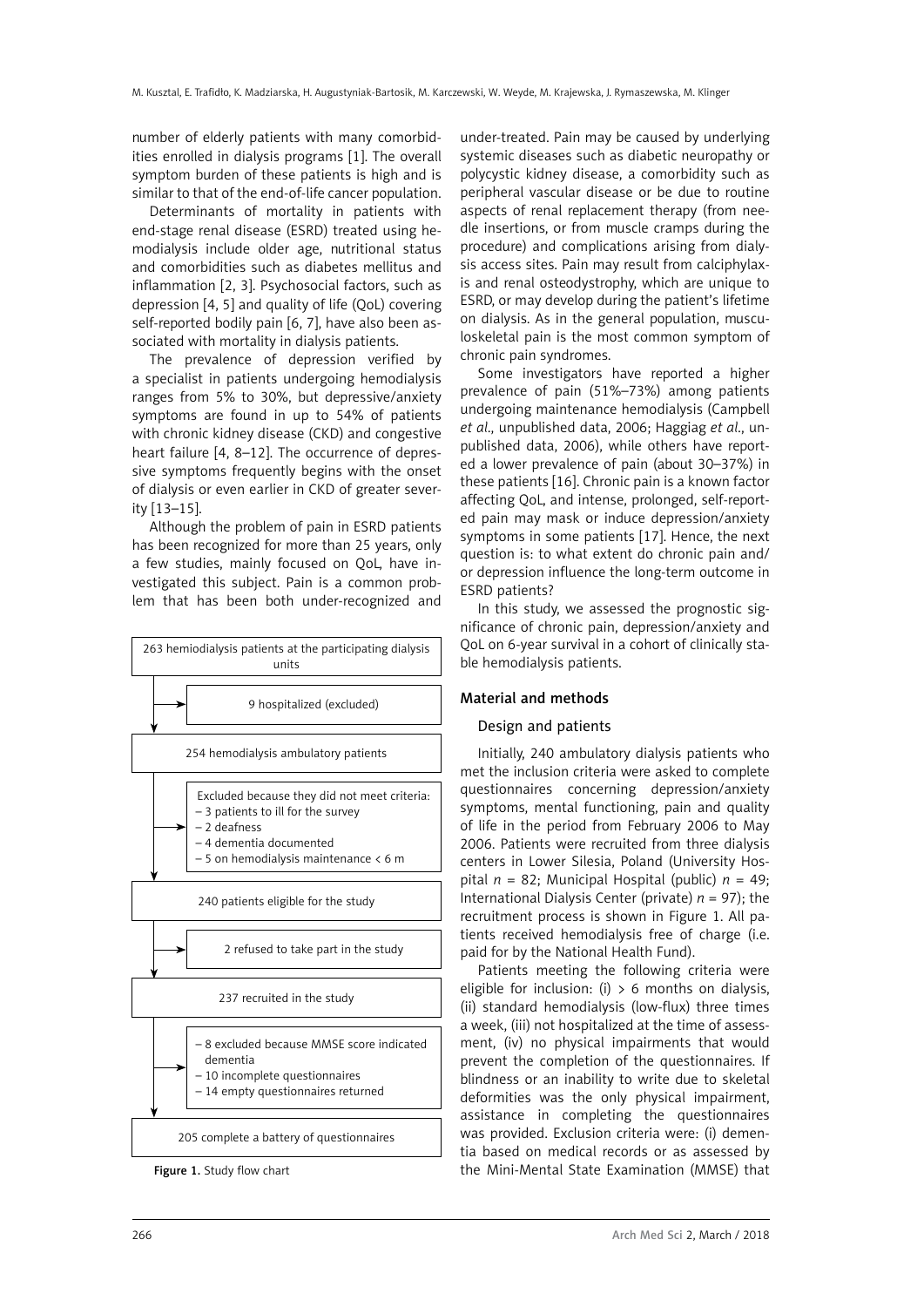number of elderly patients with many comorbidities enrolled in dialysis programs [1]. The overall symptom burden of these patients is high and is similar to that of the end-of-life cancer population.

Determinants of mortality in patients with end-stage renal disease (ESRD) treated using hemodialysis include older age, nutritional status and comorbidities such as diabetes mellitus and inflammation [2, 3]. Psychosocial factors, such as depression [4, 5] and quality of life (QoL) covering self-reported bodily pain [6, 7], have also been associated with mortality in dialysis patients.

The prevalence of depression verified by a specialist in patients undergoing hemodialysis ranges from 5% to 30%, but depressive/anxiety symptoms are found in up to 54% of patients with chronic kidney disease (CKD) and congestive heart failure [4, 8–12]. The occurrence of depressive symptoms frequently begins with the onset of dialysis or even earlier in CKD of greater severity [13–15].

Although the problem of pain in ESRD patients has been recognized for more than 25 years, only a few studies, mainly focused on QoL, have investigated this subject. Pain is a common problem that has been both under-recognized and under-treated. Pain may be caused by underlying systemic diseases such as diabetic neuropathy or polycystic kidney disease, a comorbidity such as peripheral vascular disease or be due to routine aspects of renal replacement therapy (from needle insertions, or from muscle cramps during the procedure) and complications arising from dialysis access sites. Pain may result from calciphylaxis and renal osteodystrophy, which are unique to ESRD, or may develop during the patient's lifetime on dialysis. As in the general population, musculoskeletal pain is the most common symptom of chronic pain syndromes.

Some investigators have reported a higher prevalence of pain (51%–73%) among patients undergoing maintenance hemodialysis (Campbell *et al*., unpublished data, 2006; Haggiag *et al*., unpublished data, 2006), while others have reported a lower prevalence of pain (about 30–37%) in these patients [16]. Chronic pain is a known factor affecting QoL, and intense, prolonged, self-reported pain may mask or induce depression/anxiety symptoms in some patients [17]. Hence, the next question is: to what extent do chronic pain and/or depression influence the long-term outcome in ESRD patients?

In this study, we assessed the prognostic significance of chronic pain, depression/anxiety and QoL on 6-year survival in a cohort of clinically stable hemodialysis patients.

263 hemiodialysis patients at the participating dialysis units

→ 9 hospitalized (excluded)

254 hemodialysis ambulatory patients

→ Excluded because they did not meet criteria:
– 3 patients to ill for the survey
– 2 deafness
– 4 dementia documented
– 5 on hemodialysis maintenance < 6 m

240 patients eligible for the study

→ 2 refused to take part in the study

237 recruited in the study

→ – 8 excluded because MMSE score indicated dementia
– 10 incomplete questionnaires
– 14 empty questionnaires returned

205 complete a battery of questionnaires

**Figure 1.** Study flow chart

## Material and methods

### Design and patients

Initially, 240 ambulatory dialysis patients who met the inclusion criteria were asked to complete questionnaires concerning depression/anxiety symptoms, mental functioning, pain and quality of life in the period from February 2006 to May 2006. Patients were recruited from three dialysis centers in Lower Silesia, Poland (University Hospital *n* = 82; Municipal Hospital (public) *n* = 49; International Dialysis Center (private) *n* = 97); the recruitment process is shown in Figure 1. All patients received hemodialysis free of charge (i.e. paid for by the National Health Fund).

Patients meeting the following criteria were eligible for inclusion: (i) > 6 months on dialysis, (ii) standard hemodialysis (low-flux) three times a week, (iii) not hospitalized at the time of assessment, (iv) no physical impairments that would prevent the completion of the questionnaires. If blindness or an inability to write due to skeletal deformities was the only physical impairment, assistance in completing the questionnaires was provided. Exclusion criteria were: (i) dementia based on medical records or as assessed by the Mini-Mental State Examination (MMSE) that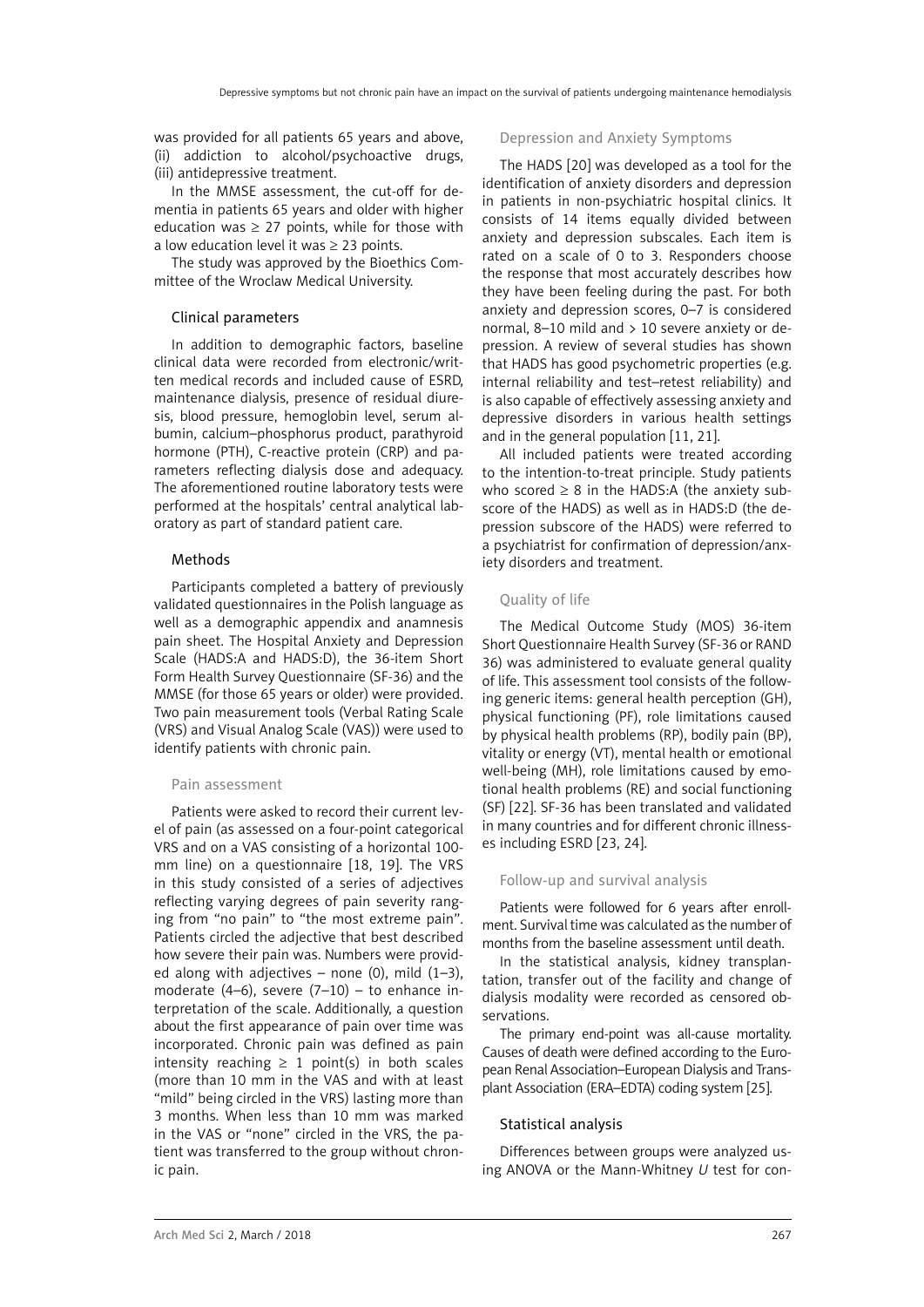was provided for all patients 65 years and above, (ii) addiction to alcohol/psychoactive drugs, (iii) antidepressive treatment.

In the MMSE assessment, the cut-off for dementia in patients 65 years and older with higher education was ≥ 27 points, while for those with a low education level it was ≥ 23 points.

The study was approved by the Bioethics Committee of the Wroclaw Medical University.

### Clinical parameters

In addition to demographic factors, baseline clinical data were recorded from electronic/written medical records and included cause of ESRD, maintenance dialysis, presence of residual diuresis, blood pressure, hemoglobin level, serum albumin, calcium–phosphorus product, parathyroid hormone (PTH), C-reactive protein (CRP) and parameters reflecting dialysis dose and adequacy. The aforementioned routine laboratory tests were performed at the hospitals' central analytical laboratory as part of standard patient care.

### Methods

Participants completed a battery of previously validated questionnaires in the Polish language as well as a demographic appendix and anamnesis pain sheet. The Hospital Anxiety and Depression Scale (HADS:A and HADS:D), the 36-item Short Form Health Survey Questionnaire (SF-36) and the MMSE (for those 65 years or older) were provided. Two pain measurement tools (Verbal Rating Scale (VRS) and Visual Analog Scale (VAS)) were used to identify patients with chronic pain.

#### Pain assessment

Patients were asked to record their current level of pain (as assessed on a four-point categorical VRS and on a VAS consisting of a horizontal 100-mm line) on a questionnaire [18, 19]. The VRS in this study consisted of a series of adjectives reflecting varying degrees of pain severity ranging from "no pain" to "the most extreme pain". Patients circled the adjective that best described how severe their pain was. Numbers were provided along with adjectives – none (0), mild (1–3), moderate (4–6), severe (7–10) – to enhance interpretation of the scale. Additionally, a question about the first appearance of pain over time was incorporated. Chronic pain was defined as pain intensity reaching ≥ 1 point(s) in both scales (more than 10 mm in the VAS and with at least "mild" being circled in the VRS) lasting more than 3 months. When less than 10 mm was marked in the VAS or "none" circled in the VRS, the patient was transferred to the group without chronic pain.

#### Depression and Anxiety Symptoms

The HADS [20] was developed as a tool for the identification of anxiety disorders and depression in patients in non-psychiatric hospital clinics. It consists of 14 items equally divided between anxiety and depression subscales. Each item is rated on a scale of 0 to 3. Responders choose the response that most accurately describes how they have been feeling during the past. For both anxiety and depression scores, 0–7 is considered normal, 8–10 mild and > 10 severe anxiety or depression. A review of several studies has shown that HADS has good psychometric properties (e.g. internal reliability and test–retest reliability) and is also capable of effectively assessing anxiety and depressive disorders in various health settings and in the general population [11, 21].

All included patients were treated according to the intention-to-treat principle. Study patients who scored ≥ 8 in the HADS:A (the anxiety subscore of the HADS) as well as in HADS:D (the depression subscore of the HADS) were referred to a psychiatrist for confirmation of depression/anxiety disorders and treatment.

#### Quality of life

The Medical Outcome Study (MOS) 36-item Short Questionnaire Health Survey (SF-36 or RAND 36) was administered to evaluate general quality of life. This assessment tool consists of the following generic items: general health perception (GH), physical functioning (PF), role limitations caused by physical health problems (RP), bodily pain (BP), vitality or energy (VT), mental health or emotional well-being (MH), role limitations caused by emotional health problems (RE) and social functioning (SF) [22]. SF-36 has been translated and validated in many countries and for different chronic illnesses including ESRD [23, 24].

#### Follow-up and survival analysis

Patients were followed for 6 years after enrollment. Survival time was calculated as the number of months from the baseline assessment until death.

In the statistical analysis, kidney transplantation, transfer out of the facility and change of dialysis modality were recorded as censored observations.

The primary end-point was all-cause mortality. Causes of death were defined according to the European Renal Association–European Dialysis and Transplant Association (ERA–EDTA) coding system [25].

### Statistical analysis

Differences between groups were analyzed using ANOVA or the Mann-Whitney *U* test for con-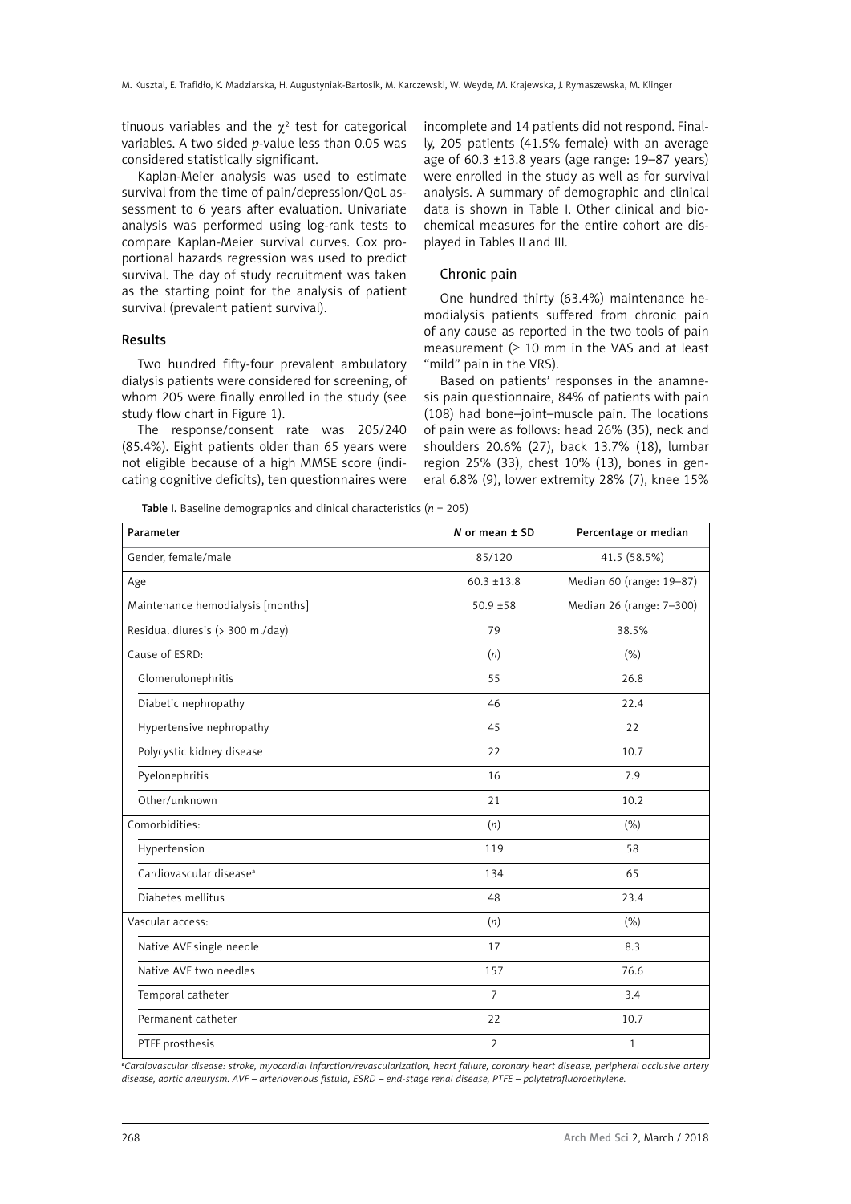tinuous variables and the $\chi^2$ test for categorical variables. A two sided $p$-value less than 0.05 was considered statistically significant.

Kaplan-Meier analysis was used to estimate survival from the time of pain/depression/QoL assessment to 6 years after evaluation. Univariate analysis was performed using log-rank tests to compare Kaplan-Meier survival curves. Cox proportional hazards regression was used to predict survival. The day of study recruitment was taken as the starting point for the analysis of patient survival (prevalent patient survival).

## Results

Two hundred fifty-four prevalent ambulatory dialysis patients were considered for screening, of whom 205 were finally enrolled in the study (see study flow chart in Figure 1).

The response/consent rate was 205/240 (85.4%). Eight patients older than 65 years were not eligible because of a high MMSE score (indicating cognitive deficits), ten questionnaires were incomplete and 14 patients did not respond. Finally, 205 patients (41.5% female) with an average age of 60.3 ±13.8 years (age range: 19–87 years) were enrolled in the study as well as for survival analysis. A summary of demographic and clinical data is shown in Table I. Other clinical and biochemical measures for the entire cohort are displayed in Tables II and III.

### Chronic pain

One hundred thirty (63.4%) maintenance hemodialysis patients suffered from chronic pain of any cause as reported in the two tools of pain measurement (≥ 10 mm in the VAS and at least "mild" pain in the VRS).

Based on patients' responses in the anamnesis pain questionnaire, 84% of patients with pain (108) had bone–joint–muscle pain. The locations of pain were as follows: head 26% (35), neck and shoulders 20.6% (27), back 13.7% (18), lumbar region 25% (33), chest 10% (13), bones in general 6.8% (9), lower extremity 28% (7), knee 15%

**Table I.** Baseline demographics and clinical characteristics ($n$ = 205)

| Parameter | $N$ or mean ± SD | Percentage or median |
|---|---|---|
| Gender, female/male | 85/120 | 41.5 (58.5%) |
| Age | 60.3 ±13.8 | Median 60 (range: 19–87) |
| Maintenance hemodialysis [months] | 50.9 ±58 | Median 26 (range: 7–300) |
| Residual diuresis (> 300 ml/day) | 79 | 38.5% |
| Cause of ESRD: | ($n$) | (%) |
| Glomerulonephritis | 55 | 26.8 |
| Diabetic nephropathy | 46 | 22.4 |
| Hypertensive nephropathy | 45 | 22 |
| Polycystic kidney disease | 22 | 10.7 |
| Pyelonephritis | 16 | 7.9 |
| Other/unknown | 21 | 10.2 |
| Comorbidities: | ($n$) | (%) |
| Hypertension | 119 | 58 |
| Cardiovascular disease[a] | 134 | 65 |
| Diabetes mellitus | 48 | 23.4 |
| Vascular access: | ($n$) | (%) |
| Native AVF single needle | 17 | 8.3 |
| Native AVF two needles | 157 | 76.6 |
| Temporal catheter | 7 | 3.4 |
| Permanent catheter | 22 | 10.7 |
| PTFE prosthesis | 2 | 1 |

*[a]Cardiovascular disease: stroke, myocardial infarction/revascularization, heart failure, coronary heart disease, peripheral occlusive artery disease, aortic aneurysm. AVF – arteriovenous fistula, ESRD – end-stage renal disease, PTFE – polytetrafluoroethylene.*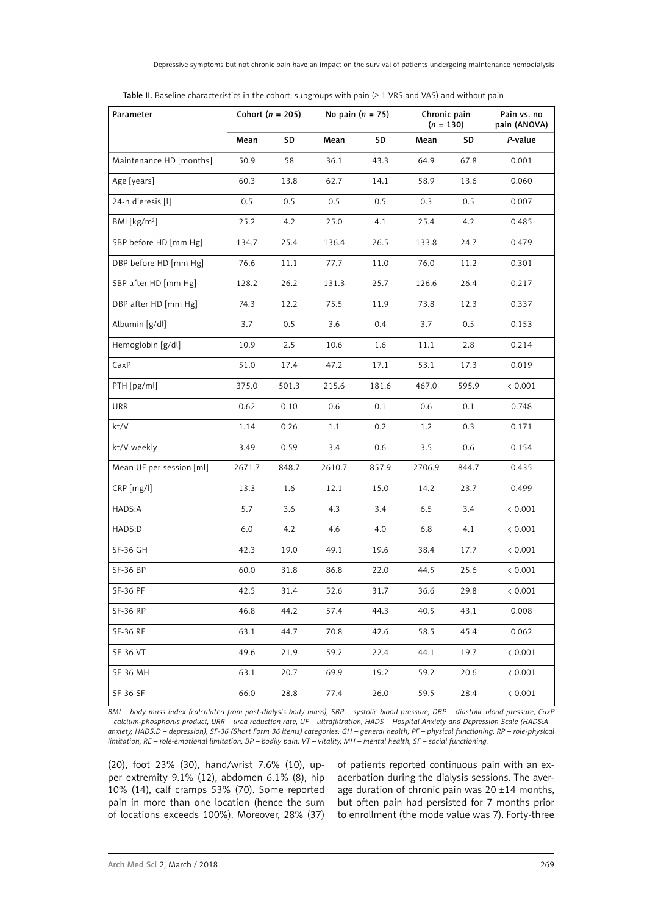**Table II.** Baseline characteristics in the cohort, subgroups with pain (≥ 1 VRS and VAS) and without pain

| Parameter | Cohort (*n* = 205) | | No pain (*n* = 75) | | Chronic pain (*n* = 130) | | Pain vs. no pain (ANOVA) |
|---|---|---|---|---|---|---|---|
| | Mean | SD | Mean | SD | Mean | SD | *P*-value |
| Maintenance HD [months] | 50.9 | 58 | 36.1 | 43.3 | 64.9 | 67.8 | 0.001 |
| Age [years] | 60.3 | 13.8 | 62.7 | 14.1 | 58.9 | 13.6 | 0.060 |
| 24-h dieresis [l] | 0.5 | 0.5 | 0.5 | 0.5 | 0.3 | 0.5 | 0.007 |
| BMI [kg/m$^2$] | 25.2 | 4.2 | 25.0 | 4.1 | 25.4 | 4.2 | 0.485 |
| SBP before HD [mm Hg] | 134.7 | 25.4 | 136.4 | 26.5 | 133.8 | 24.7 | 0.479 |
| DBP before HD [mm Hg] | 76.6 | 11.1 | 77.7 | 11.0 | 76.0 | 11.2 | 0.301 |
| SBP after HD [mm Hg] | 128.2 | 26.2 | 131.3 | 25.7 | 126.6 | 26.4 | 0.217 |
| DBP after HD [mm Hg] | 74.3 | 12.2 | 75.5 | 11.9 | 73.8 | 12.3 | 0.337 |
| Albumin [g/dl] | 3.7 | 0.5 | 3.6 | 0.4 | 3.7 | 0.5 | 0.153 |
| Hemoglobin [g/dl] | 10.9 | 2.5 | 10.6 | 1.6 | 11.1 | 2.8 | 0.214 |
| CaxP | 51.0 | 17.4 | 47.2 | 17.1 | 53.1 | 17.3 | 0.019 |
| PTH [pg/ml] | 375.0 | 501.3 | 215.6 | 181.6 | 467.0 | 595.9 | < 0.001 |
| URR | 0.62 | 0.10 | 0.6 | 0.1 | 0.6 | 0.1 | 0.748 |
| kt/V | 1.14 | 0.26 | 1.1 | 0.2 | 1.2 | 0.3 | 0.171 |
| kt/V weekly | 3.49 | 0.59 | 3.4 | 0.6 | 3.5 | 0.6 | 0.154 |
| Mean UF per session [ml] | 2671.7 | 848.7 | 2610.7 | 857.9 | 2706.9 | 844.7 | 0.435 |
| CRP [mg/l] | 13.3 | 1.6 | 12.1 | 15.0 | 14.2 | 23.7 | 0.499 |
| HADS:A | 5.7 | 3.6 | 4.3 | 3.4 | 6.5 | 3.4 | < 0.001 |
| HADS:D | 6.0 | 4.2 | 4.6 | 4.0 | 6.8 | 4.1 | < 0.001 |
| SF-36 GH | 42.3 | 19.0 | 49.1 | 19.6 | 38.4 | 17.7 | < 0.001 |
| SF-36 BP | 60.0 | 31.8 | 86.8 | 22.0 | 44.5 | 25.6 | < 0.001 |
| SF-36 PF | 42.5 | 31.4 | 52.6 | 31.7 | 36.6 | 29.8 | < 0.001 |
| SF-36 RP | 46.8 | 44.2 | 57.4 | 44.3 | 40.5 | 43.1 | 0.008 |
| SF-36 RE | 63.1 | 44.7 | 70.8 | 42.6 | 58.5 | 45.4 | 0.062 |
| SF-36 VT | 49.6 | 21.9 | 59.2 | 22.4 | 44.1 | 19.7 | < 0.001 |
| SF-36 MH | 63.1 | 20.7 | 69.9 | 19.2 | 59.2 | 20.6 | < 0.001 |
| SF-36 SF | 66.0 | 28.8 | 77.4 | 26.0 | 59.5 | 28.4 | < 0.001 |

*BMI – body mass index (calculated from post-dialysis body mass), SBP – systolic blood pressure, DBP – diastolic blood pressure, CaxP – calcium-phosphorus product, URR – urea reduction rate, UF – ultrafiltration, HADS – Hospital Anxiety and Depression Scale (HADS:A – anxiety, HADS:D – depression), SF-36 (Short Form 36 items) categories: GH – general health, PF – physical functioning, RP – role-physical limitation, RE – role-emotional limitation, BP – bodily pain, VT – vitality, MH – mental health, SF – social functioning.*

(20), foot 23% (30), hand/wrist 7.6% (10), upper extremity 9.1% (12), abdomen 6.1% (8), hip 10% (14), calf cramps 53% (70). Some reported pain in more than one location (hence the sum of locations exceeds 100%). Moreover, 28% (37) of patients reported continuous pain with an exacerbation during the dialysis sessions. The average duration of chronic pain was 20 ±14 months, but often pain had persisted for 7 months prior to enrollment (the mode value was 7). Forty-three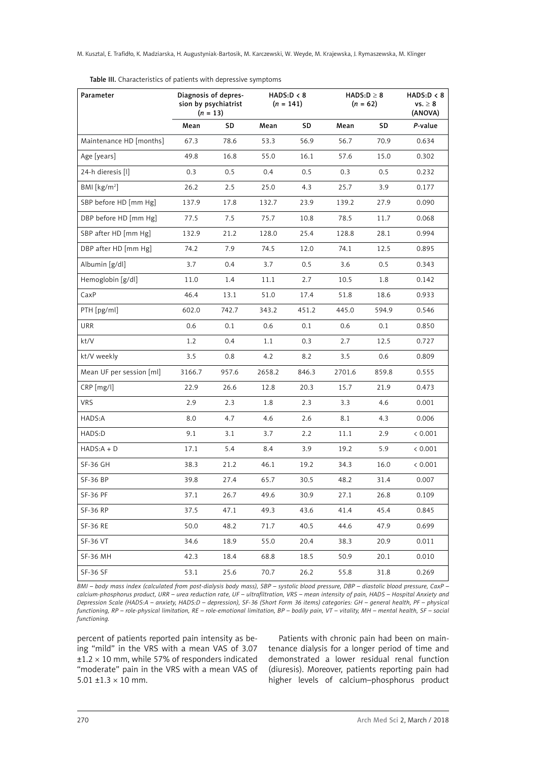**Table III.** Characteristics of patients with depressive symptoms

| Parameter | Diagnosis of depression by psychiatrist ($n$ = 13) | | HADS:D < 8 ($n$ = 141) | | HADS:D ≥ 8 ($n$ = 62) | | HADS:D < 8 vs. ≥ 8 (ANOVA) |
|---|---|---|---|---|---|---|---|
| | Mean | SD | Mean | SD | Mean | SD | *P*-value |
| Maintenance HD [months] | 67.3 | 78.6 | 53.3 | 56.9 | 56.7 | 70.9 | 0.634 |
| Age [years] | 49.8 | 16.8 | 55.0 | 16.1 | 57.6 | 15.0 | 0.302 |
| 24-h dieresis [l] | 0.3 | 0.5 | 0.4 | 0.5 | 0.3 | 0.5 | 0.232 |
| BMI [kg/m$^2$] | 26.2 | 2.5 | 25.0 | 4.3 | 25.7 | 3.9 | 0.177 |
| SBP before HD [mm Hg] | 137.9 | 17.8 | 132.7 | 23.9 | 139.2 | 27.9 | 0.090 |
| DBP before HD [mm Hg] | 77.5 | 7.5 | 75.7 | 10.8 | 78.5 | 11.7 | 0.068 |
| SBP after HD [mm Hg] | 132.9 | 21.2 | 128.0 | 25.4 | 128.8 | 28.1 | 0.994 |
| DBP after HD [mm Hg] | 74.2 | 7.9 | 74.5 | 12.0 | 74.1 | 12.5 | 0.895 |
| Albumin [g/dl] | 3.7 | 0.4 | 3.7 | 0.5 | 3.6 | 0.5 | 0.343 |
| Hemoglobin [g/dl] | 11.0 | 1.4 | 11.1 | 2.7 | 10.5 | 1.8 | 0.142 |
| CaxP | 46.4 | 13.1 | 51.0 | 17.4 | 51.8 | 18.6 | 0.933 |
| PTH [pg/ml] | 602.0 | 742.7 | 343.2 | 451.2 | 445.0 | 594.9 | 0.546 |
| URR | 0.6 | 0.1 | 0.6 | 0.1 | 0.6 | 0.1 | 0.850 |
| kt/V | 1.2 | 0.4 | 1.1 | 0.3 | 2.7 | 12.5 | 0.727 |
| kt/V weekly | 3.5 | 0.8 | 4.2 | 8.2 | 3.5 | 0.6 | 0.809 |
| Mean UF per session [ml] | 3166.7 | 957.6 | 2658.2 | 846.3 | 2701.6 | 859.8 | 0.555 |
| CRP [mg/l] | 22.9 | 26.6 | 12.8 | 20.3 | 15.7 | 21.9 | 0.473 |
| VRS | 2.9 | 2.3 | 1.8 | 2.3 | 3.3 | 4.6 | 0.001 |
| HADS:A | 8.0 | 4.7 | 4.6 | 2.6 | 8.1 | 4.3 | 0.006 |
| HADS:D | 9.1 | 3.1 | 3.7 | 2.2 | 11.1 | 2.9 | < 0.001 |
| HADS:A + D | 17.1 | 5.4 | 8.4 | 3.9 | 19.2 | 5.9 | < 0.001 |
| SF-36 GH | 38.3 | 21.2 | 46.1 | 19.2 | 34.3 | 16.0 | < 0.001 |
| SF-36 BP | 39.8 | 27.4 | 65.7 | 30.5 | 48.2 | 31.4 | 0.007 |
| SF-36 PF | 37.1 | 26.7 | 49.6 | 30.9 | 27.1 | 26.8 | 0.109 |
| SF-36 RP | 37.5 | 47.1 | 49.3 | 43.6 | 41.4 | 45.4 | 0.845 |
| SF-36 RE | 50.0 | 48.2 | 71.7 | 40.5 | 44.6 | 47.9 | 0.699 |
| SF-36 VT | 34.6 | 18.9 | 55.0 | 20.4 | 38.3 | 20.9 | 0.011 |
| SF-36 MH | 42.3 | 18.4 | 68.8 | 18.5 | 50.9 | 20.1 | 0.010 |
| SF-36 SF | 53.1 | 25.6 | 70.7 | 26.2 | 55.8 | 31.8 | 0.269 |

*BMI – body mass index (calculated from post-dialysis body mass), SBP – systolic blood pressure, DBP – diastolic blood pressure, CaxP – calcium-phosphorus product, URR – urea reduction rate, UF – ultrafiltration, VRS – mean intensity of pain, HADS – Hospital Anxiety and Depression Scale (HADS:A – anxiety, HADS:D – depression), SF-36 (Short Form 36 items) categories: GH – general health, PF – physical functioning, RP – role-physical limitation, RE – role-emotional limitation, BP – bodily pain, VT – vitality, MH – mental health, SF – social functioning.*

percent of patients reported pain intensity as being "mild" in the VRS with a mean VAS of 3.07 $\pm 1.2 \times 10$ mm, while 57% of responders indicated "moderate" pain in the VRS with a mean VAS of 5.01 $\pm 1.3 \times 10$ mm.

Patients with chronic pain had been on maintenance dialysis for a longer period of time and demonstrated a lower residual renal function (diuresis). Moreover, patients reporting pain had higher levels of calcium–phosphorus product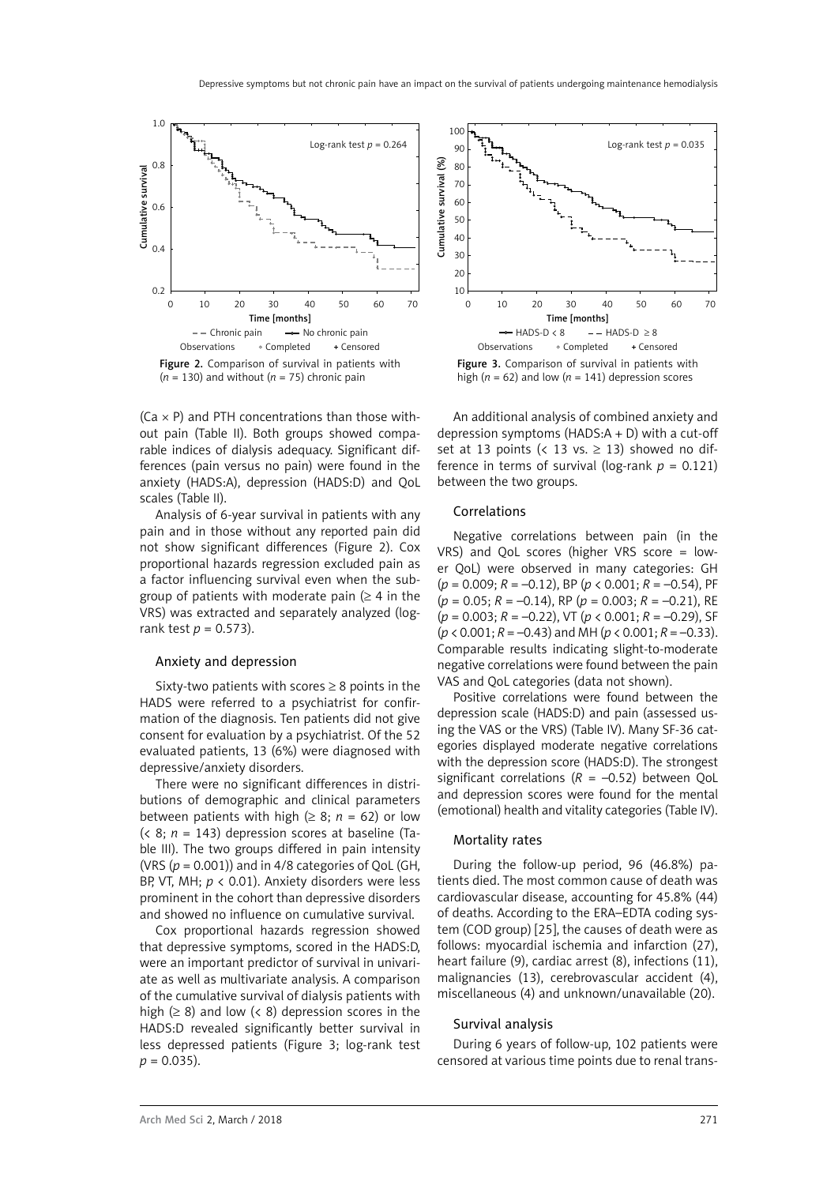Figure 2. Comparison of survival in patients with ($n$ = 130) and without ($n$ = 75) chronic pain

Figure 3. Comparison of survival in patients with high ($n$ = 62) and low ($n$ = 141) depression scores

(Ca × P) and PTH concentrations than those without pain (Table II). Both groups showed comparable indices of dialysis adequacy. Significant differences (pain versus no pain) were found in the anxiety (HADS:A), depression (HADS:D) and QoL scales (Table II).

Analysis of 6-year survival in patients with any pain and in those without any reported pain did not show significant differences (Figure 2). Cox proportional hazards regression excluded pain as a factor influencing survival even when the subgroup of patients with moderate pain (≥ 4 in the VRS) was extracted and separately analyzed (log-rank test $p$ = 0.573).

### Anxiety and depression

Sixty-two patients with scores ≥ 8 points in the HADS were referred to a psychiatrist for confirmation of the diagnosis. Ten patients did not give consent for evaluation by a psychiatrist. Of the 52 evaluated patients, 13 (6%) were diagnosed with depressive/anxiety disorders.

There were no significant differences in distributions of demographic and clinical parameters between patients with high (≥ 8; $n$ = 62) or low (< 8; $n$ = 143) depression scores at baseline (Table III). The two groups differed in pain intensity (VRS ($p$ = 0.001)) and in 4/8 categories of QoL (GH, BP, VT, MH; $p$ < 0.01). Anxiety disorders were less prominent in the cohort than depressive disorders and showed no influence on cumulative survival.

Cox proportional hazards regression showed that depressive symptoms, scored in the HADS:D, were an important predictor of survival in univariate as well as multivariate analysis. A comparison of the cumulative survival of dialysis patients with high (≥ 8) and low (< 8) depression scores in the HADS:D revealed significantly better survival in less depressed patients (Figure 3; log-rank test $p$ = 0.035).

An additional analysis of combined anxiety and depression symptoms (HADS:A + D) with a cut-off set at 13 points (< 13 vs. ≥ 13) showed no difference in terms of survival (log-rank $p$ = 0.121) between the two groups.

### Correlations

Negative correlations between pain (in the VRS) and QoL scores (higher VRS score = lower QoL) were observed in many categories: GH ($p$ = 0.009; $R$ = –0.12), BP ($p$ < 0.001; $R$ = –0.54), PF ($p$ = 0.05; $R$ = –0.14), RP ($p$ = 0.003; $R$ = –0.21), RE ($p$ = 0.003; $R$ = –0.22), VT ($p$ < 0.001; $R$ = –0.29), SF ($p$ < 0.001; $R$ = –0.43) and MH ($p$ < 0.001; $R$ = –0.33). Comparable results indicating slight-to-moderate negative correlations were found between the pain VAS and QoL categories (data not shown).

Positive correlations were found between the depression scale (HADS:D) and pain (assessed using the VAS or the VRS) (Table IV). Many SF-36 categories displayed moderate negative correlations with the depression score (HADS:D). The strongest significant correlations ($R$ = –0.52) between QoL and depression scores were found for the mental (emotional) health and vitality categories (Table IV).

### Mortality rates

During the follow-up period, 96 (46.8%) patients died. The most common cause of death was cardiovascular disease, accounting for 45.8% (44) of deaths. According to the ERA–EDTA coding system (COD group) [25], the causes of death were as follows: myocardial ischemia and infarction (27), heart failure (9), cardiac arrest (8), infections (11), malignancies (13), cerebrovascular accident (4), miscellaneous (4) and unknown/unavailable (20).

### Survival analysis

During 6 years of follow-up, 102 patients were censored at various time points due to renal trans-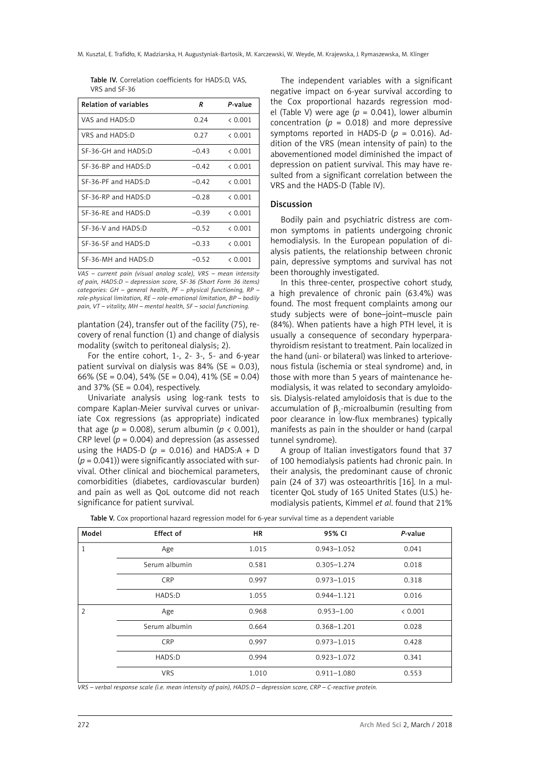Table IV. Correlation coefficients for HADS:D, VAS, VRS and SF-36

| Relation of variables | R | P-value |
|---|---|---|
| VAS and HADS:D | 0.24 | < 0.001 |
| VRS and HADS:D | 0.27 | < 0.001 |
| SF-36-GH and HADS:D | –0.43 | < 0.001 |
| SF-36-BP and HADS:D | –0.42 | < 0.001 |
| SF-36-PF and HADS:D | –0.42 | < 0.001 |
| SF-36-RP and HADS:D | –0.28 | < 0.001 |
| SF-36-RE and HADS:D | –0.39 | < 0.001 |
| SF-36-V and HADS:D | –0.52 | < 0.001 |
| SF-36-SF and HADS:D | –0.33 | < 0.001 |
| SF-36-MH and HADS:D | –0.52 | < 0.001 |

*VAS – current pain (visual analog scale), VRS – mean intensity of pain, HADS:D – depression score, SF-36 (Short Form 36 items) categories: GH – general health, PF – physical functioning, RP – role-physical limitation, RE – role-emotional limitation, BP – bodily pain, VT – vitality, MH – mental health, SF – social functioning.*

plantation (24), transfer out of the facility (75), recovery of renal function (1) and change of dialysis modality (switch to peritoneal dialysis; 2).

For the entire cohort, 1-, 2- 3-, 5- and 6-year patient survival on dialysis was 84% (SE = 0.03), 66% (SE = 0.04), 54% (SE = 0.04), 41% (SE = 0.04) and 37% (SE = 0.04), respectively.

Univariate analysis using log-rank tests to compare Kaplan-Meier survival curves or univariate Cox regressions (as appropriate) indicated that age ($p = 0.008$), serum albumin ($p < 0.001$), CRP level ($p = 0.004$) and depression (as assessed using the HADS-D ($p = 0.016$) and HADS:A + D ($p = 0.041$)) were significantly associated with survival. Other clinical and biochemical parameters, comorbidities (diabetes, cardiovascular burden) and pain as well as QoL outcome did not reach significance for patient survival.

The independent variables with a significant negative impact on 6-year survival according to the Cox proportional hazards regression model (Table V) were age ($p = 0.041$), lower albumin concentration ($p = 0.018$) and more depressive symptoms reported in HADS-D ($p = 0.016$). Addition of the VRS (mean intensity of pain) to the abovementioned model diminished the impact of depression on patient survival. This may have resulted from a significant correlation between the VRS and the HADS-D (Table IV).

## Discussion

Bodily pain and psychiatric distress are common symptoms in patients undergoing chronic hemodialysis. In the European population of dialysis patients, the relationship between chronic pain, depressive symptoms and survival has not been thoroughly investigated.

In this three-center, prospective cohort study, a high prevalence of chronic pain (63.4%) was found. The most frequent complaints among our study subjects were of bone–joint–muscle pain (84%). When patients have a high PTH level, it is usually a consequence of secondary hyperparathyroidism resistant to treatment. Pain localized in the hand (uni- or bilateral) was linked to arteriovenous fistula (ischemia or steal syndrome) and, in those with more than 5 years of maintenance hemodialysis, it was related to secondary amyloidosis. Dialysis-related amyloidosis that is due to the accumulation of $\beta_2$-microalbumin (resulting from poor clearance in low-flux membranes) typically manifests as pain in the shoulder or hand (carpal tunnel syndrome).

A group of Italian investigators found that 37 of 100 hemodialysis patients had chronic pain. In their analysis, the predominant cause of chronic pain (24 of 37) was osteoarthritis [16]. In a multicenter QoL study of 165 United States (U.S.) hemodialysis patients, Kimmel *et al*. found that 21%

Table V. Cox proportional hazard regression model for 6-year survival time as a dependent variable

| Model | Effect of | HR | 95% CI | P-value |
|---|---|---|---|---|
| 1 | Age | 1.015 | 0.943–1.052 | 0.041 |
| | Serum albumin | 0.581 | 0.305–1.274 | 0.018 |
| | CRP | 0.997 | 0.973–1.015 | 0.318 |
| | HADS:D | 1.055 | 0.944–1.121 | 0.016 |
| 2 | Age | 0.968 | 0.953–1.00 | < 0.001 |
| | Serum albumin | 0.664 | 0.368–1.201 | 0.028 |
| | CRP | 0.997 | 0.973–1.015 | 0.428 |
| | HADS:D | 0.994 | 0.923–1.072 | 0.341 |
| | VRS | 1.010 | 0.911–1.080 | 0.553 |

*VRS – verbal response scale (i.e. mean intensity of pain), HADS:D – depression score, CRP – C-reactive protein.*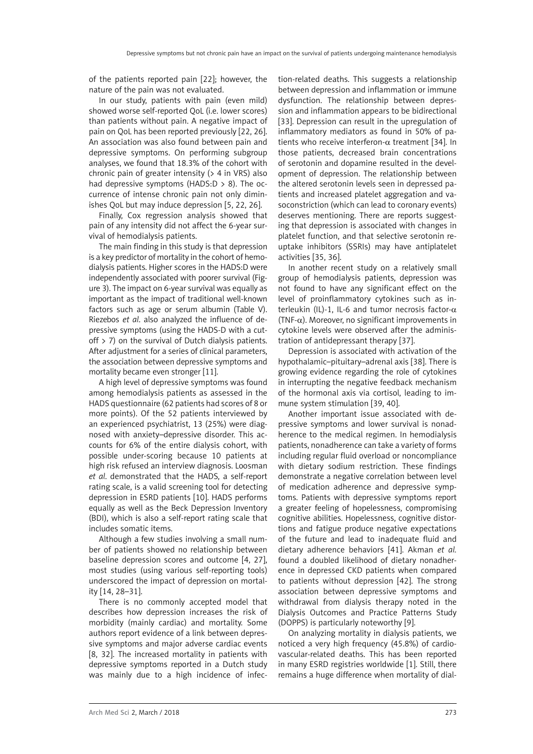of the patients reported pain [22]; however, the nature of the pain was not evaluated.

In our study, patients with pain (even mild) showed worse self-reported QoL (i.e. lower scores) than patients without pain. A negative impact of pain on QoL has been reported previously [22, 26]. An association was also found between pain and depressive symptoms. On performing subgroup analyses, we found that 18.3% of the cohort with chronic pain of greater intensity (> 4 in VRS) also had depressive symptoms (HADS:D > 8). The occurrence of intense chronic pain not only diminishes QoL but may induce depression [5, 22, 26].

Finally, Cox regression analysis showed that pain of any intensity did not affect the 6-year survival of hemodialysis patients.

The main finding in this study is that depression is a key predictor of mortality in the cohort of hemodialysis patients. Higher scores in the HADS:D were independently associated with poorer survival (Figure 3). The impact on 6-year survival was equally as important as the impact of traditional well-known factors such as age or serum albumin (Table V). Riezebos *et al*. also analyzed the influence of depressive symptoms (using the HADS-D with a cut-off > 7) on the survival of Dutch dialysis patients. After adjustment for a series of clinical parameters, the association between depressive symptoms and mortality became even stronger [11].

A high level of depressive symptoms was found among hemodialysis patients as assessed in the HADS questionnaire (62 patients had scores of 8 or more points). Of the 52 patients interviewed by an experienced psychiatrist, 13 (25%) were diagnosed with anxiety–depressive disorder. This accounts for 6% of the entire dialysis cohort, with possible under-scoring because 10 patients at high risk refused an interview diagnosis. Loosman *et al*. demonstrated that the HADS, a self-report rating scale, is a valid screening tool for detecting depression in ESRD patients [10]. HADS performs equally as well as the Beck Depression Inventory (BDI), which is also a self-report rating scale that includes somatic items.

Although a few studies involving a small number of patients showed no relationship between baseline depression scores and outcome [4, 27], most studies (using various self-reporting tools) underscored the impact of depression on mortality [14, 28–31].

There is no commonly accepted model that describes how depression increases the risk of morbidity (mainly cardiac) and mortality. Some authors report evidence of a link between depressive symptoms and major adverse cardiac events [8, 32]. The increased mortality in patients with depressive symptoms reported in a Dutch study was mainly due to a high incidence of infection-related deaths. This suggests a relationship between depression and inflammation or immune dysfunction. The relationship between depression and inflammation appears to be bidirectional [33]. Depression can result in the upregulation of inflammatory mediators as found in 50% of patients who receive interferon-$\alpha$ treatment [34]. In those patients, decreased brain concentrations of serotonin and dopamine resulted in the development of depression. The relationship between the altered serotonin levels seen in depressed patients and increased platelet aggregation and vasoconstriction (which can lead to coronary events) deserves mentioning. There are reports suggesting that depression is associated with changes in platelet function, and that selective serotonin reuptake inhibitors (SSRIs) may have antiplatelet activities [35, 36].

In another recent study on a relatively small group of hemodialysis patients, depression was not found to have any significant effect on the level of proinflammatory cytokines such as interleukin (IL)-1, IL-6 and tumor necrosis factor-$\alpha$ (TNF-$\alpha$). Moreover, no significant improvements in cytokine levels were observed after the administration of antidepressant therapy [37].

Depression is associated with activation of the hypothalamic–pituitary–adrenal axis [38]. There is growing evidence regarding the role of cytokines in interrupting the negative feedback mechanism of the hormonal axis via cortisol, leading to immune system stimulation [39, 40].

Another important issue associated with depressive symptoms and lower survival is nonadherence to the medical regimen. In hemodialysis patients, nonadherence can take a variety of forms including regular fluid overload or noncompliance with dietary sodium restriction. These findings demonstrate a negative correlation between level of medication adherence and depressive symptoms. Patients with depressive symptoms report a greater feeling of hopelessness, compromising cognitive abilities. Hopelessness, cognitive distortions and fatigue produce negative expectations of the future and lead to inadequate fluid and dietary adherence behaviors [41]. Akman *et al.* found a doubled likelihood of dietary nonadherence in depressed CKD patients when compared to patients without depression [42]. The strong association between depressive symptoms and withdrawal from dialysis therapy noted in the Dialysis Outcomes and Practice Patterns Study (DOPPS) is particularly noteworthy [9].

On analyzing mortality in dialysis patients, we noticed a very high frequency (45.8%) of cardiovascular-related deaths. This has been reported in many ESRD registries worldwide [1]. Still, there remains a huge difference when mortality of dial-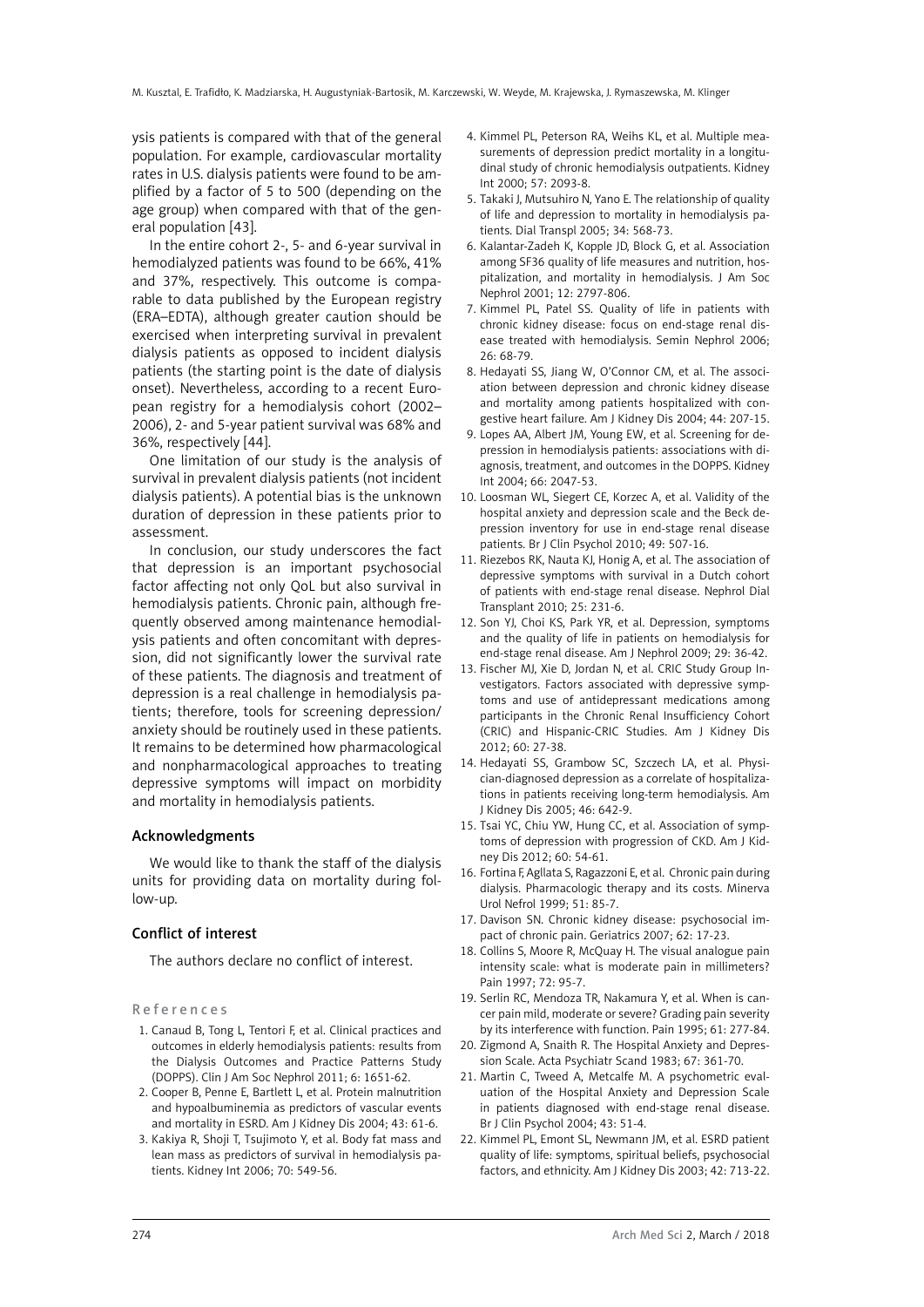ysis patients is compared with that of the general population. For example, cardiovascular mortality rates in U.S. dialysis patients were found to be amplified by a factor of 5 to 500 (depending on the age group) when compared with that of the general population [43].

In the entire cohort 2-, 5- and 6-year survival in hemodialyzed patients was found to be 66%, 41% and 37%, respectively. This outcome is comparable to data published by the European registry (ERA–EDTA), although greater caution should be exercised when interpreting survival in prevalent dialysis patients as opposed to incident dialysis patients (the starting point is the date of dialysis onset). Nevertheless, according to a recent European registry for a hemodialysis cohort (2002–2006), 2- and 5-year patient survival was 68% and 36%, respectively [44].

One limitation of our study is the analysis of survival in prevalent dialysis patients (not incident dialysis patients). A potential bias is the unknown duration of depression in these patients prior to assessment.

In conclusion, our study underscores the fact that depression is an important psychosocial factor affecting not only QoL but also survival in hemodialysis patients. Chronic pain, although frequently observed among maintenance hemodialysis patients and often concomitant with depression, did not significantly lower the survival rate of these patients. The diagnosis and treatment of depression is a real challenge in hemodialysis patients; therefore, tools for screening depression/anxiety should be routinely used in these patients. It remains to be determined how pharmacological and nonpharmacological approaches to treating depressive symptoms will impact on morbidity and mortality in hemodialysis patients.

## Acknowledgments

We would like to thank the staff of the dialysis units for providing data on mortality during follow-up.

## Conflict of interest

The authors declare no conflict of interest.

## References

1. Canaud B, Tong L, Tentori F, et al. Clinical practices and outcomes in elderly hemodialysis patients: results from the Dialysis Outcomes and Practice Patterns Study (DOPPS). Clin J Am Soc Nephrol 2011; 6: 1651-62.
2. Cooper B, Penne E, Bartlett L, et al. Protein malnutrition and hypoalbuminemia as predictors of vascular events and mortality in ESRD. Am J Kidney Dis 2004; 43: 61-6.
3. Kakiya R, Shoji T, Tsujimoto Y, et al. Body fat mass and lean mass as predictors of survival in hemodialysis patients. Kidney Int 2006; 70: 549-56.
4. Kimmel PL, Peterson RA, Weihs KL, et al. Multiple measurements of depression predict mortality in a longitudinal study of chronic hemodialysis outpatients. Kidney Int 2000; 57: 2093-8.
5. Takaki J, Mutsuhiro N, Yano E. The relationship of quality of life and depression to mortality in hemodialysis patients. Dial Transpl 2005; 34: 568-73.
6. Kalantar-Zadeh K, Kopple JD, Block G, et al. Association among SF36 quality of life measures and nutrition, hospitalization, and mortality in hemodialysis. J Am Soc Nephrol 2001; 12: 2797-806.
7. Kimmel PL, Patel SS. Quality of life in patients with chronic kidney disease: focus on end-stage renal disease treated with hemodialysis. Semin Nephrol 2006; 26: 68-79.
8. Hedayati SS, Jiang W, O'Connor CM, et al. The association between depression and chronic kidney disease and mortality among patients hospitalized with congestive heart failure. Am J Kidney Dis 2004; 44: 207-15.
9. Lopes AA, Albert JM, Young EW, et al. Screening for depression in hemodialysis patients: associations with diagnosis, treatment, and outcomes in the DOPPS. Kidney Int 2004; 66: 2047-53.
10. Loosman WL, Siegert CE, Korzec A, et al. Validity of the hospital anxiety and depression scale and the Beck depression inventory for use in end-stage renal disease patients. Br J Clin Psychol 2010; 49: 507-16.
11. Riezebos RK, Nauta KJ, Honig A, et al. The association of depressive symptoms with survival in a Dutch cohort of patients with end-stage renal disease. Nephrol Dial Transplant 2010; 25: 231-6.
12. Son YJ, Choi KS, Park YR, et al. Depression, symptoms and the quality of life in patients on hemodialysis for end-stage renal disease. Am J Nephrol 2009; 29: 36-42.
13. Fischer MJ, Xie D, Jordan N, et al. CRIC Study Group Investigators. Factors associated with depressive symptoms and use of antidepressant medications among participants in the Chronic Renal Insufficiency Cohort (CRIC) and Hispanic-CRIC Studies. Am J Kidney Dis 2012; 60: 27-38.
14. Hedayati SS, Grambow SC, Szczech LA, et al. Physician-diagnosed depression as a correlate of hospitalizations in patients receiving long-term hemodialysis. Am J Kidney Dis 2005; 46: 642-9.
15. Tsai YC, Chiu YW, Hung CC, et al. Association of symptoms of depression with progression of CKD. Am J Kidney Dis 2012; 60: 54-61.
16. Fortina F, Agllata S, Ragazzoni E, et al. Chronic pain during dialysis. Pharmacologic therapy and its costs. Minerva Urol Nefrol 1999; 51: 85-7.
17. Davison SN. Chronic kidney disease: psychosocial impact of chronic pain. Geriatrics 2007; 62: 17-23.
18. Collins S, Moore R, McQuay H. The visual analogue pain intensity scale: what is moderate pain in millimeters? Pain 1997; 72: 95-7.
19. Serlin RC, Mendoza TR, Nakamura Y, et al. When is cancer pain mild, moderate or severe? Grading pain severity by its interference with function. Pain 1995; 61: 277-84.
20. Zigmond A, Snaith R. The Hospital Anxiety and Depression Scale. Acta Psychiatr Scand 1983; 67: 361-70.
21. Martin C, Tweed A, Metcalfe M. A psychometric evaluation of the Hospital Anxiety and Depression Scale in patients diagnosed with end-stage renal disease. Br J Clin Psychol 2004; 43: 51-4.
22. Kimmel PL, Emont SL, Newmann JM, et al. ESRD patient quality of life: symptoms, spiritual beliefs, psychosocial factors, and ethnicity. Am J Kidney Dis 2003; 42: 713-22.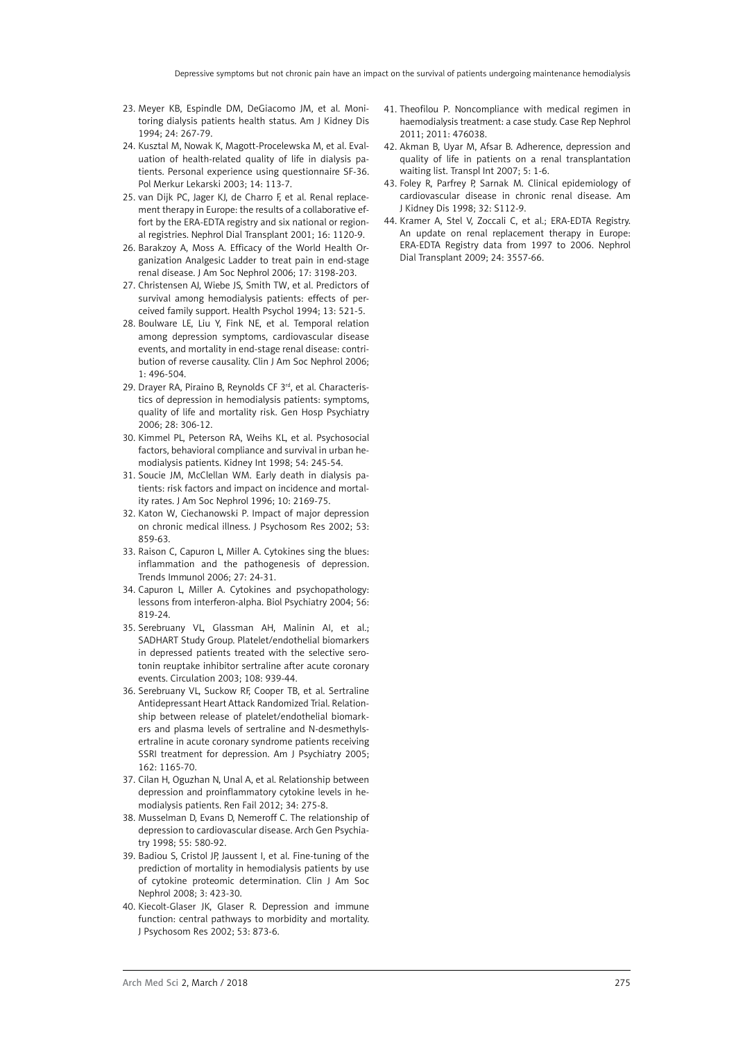23. Meyer KB, Espindle DM, DeGiacomo JM, et al. Monitoring dialysis patients health status. Am J Kidney Dis 1994; 24: 267-79.
24. Kusztal M, Nowak K, Magott-Procelewska M, et al. Evaluation of health-related quality of life in dialysis patients. Personal experience using questionnaire SF-36. Pol Merkur Lekarski 2003; 14: 113-7.
25. van Dijk PC, Jager KJ, de Charro F, et al. Renal replacement therapy in Europe: the results of a collaborative effort by the ERA-EDTA registry and six national or regional registries. Nephrol Dial Transplant 2001; 16: 1120-9.
26. Barakzoy A, Moss A. Efficacy of the World Health Organization Analgesic Ladder to treat pain in end-stage renal disease. J Am Soc Nephrol 2006; 17: 3198-203.
27. Christensen AJ, Wiebe JS, Smith TW, et al. Predictors of survival among hemodialysis patients: effects of perceived family support. Health Psychol 1994; 13: 521-5.
28. Boulware LE, Liu Y, Fink NE, et al. Temporal relation among depression symptoms, cardiovascular disease events, and mortality in end-stage renal disease: contribution of reverse causality. Clin J Am Soc Nephrol 2006; 1: 496-504.
29. Drayer RA, Piraino B, Reynolds CF 3rd, et al. Characteristics of depression in hemodialysis patients: symptoms, quality of life and mortality risk. Gen Hosp Psychiatry 2006; 28: 306-12.
30. Kimmel PL, Peterson RA, Weihs KL, et al. Psychosocial factors, behavioral compliance and survival in urban hemodialysis patients. Kidney Int 1998; 54: 245-54.
31. Soucie JM, McClellan WM. Early death in dialysis patients: risk factors and impact on incidence and mortality rates. J Am Soc Nephrol 1996; 10: 2169-75.
32. Katon W, Ciechanowski P. Impact of major depression on chronic medical illness. J Psychosom Res 2002; 53: 859-63.
33. Raison C, Capuron L, Miller A. Cytokines sing the blues: inflammation and the pathogenesis of depression. Trends Immunol 2006; 27: 24-31.
34. Capuron L, Miller A. Cytokines and psychopathology: lessons from interferon-alpha. Biol Psychiatry 2004; 56: 819-24.
35. Serebruany VL, Glassman AH, Malinin AI, et al.; SADHART Study Group. Platelet/endothelial biomarkers in depressed patients treated with the selective serotonin reuptake inhibitor sertraline after acute coronary events. Circulation 2003; 108: 939-44.
36. Serebruany VL, Suckow RF, Cooper TB, et al. Sertraline Antidepressant Heart Attack Randomized Trial. Relationship between release of platelet/endothelial biomarkers and plasma levels of sertraline and N-desmethylsertraline in acute coronary syndrome patients receiving SSRI treatment for depression. Am J Psychiatry 2005; 162: 1165-70.
37. Cilan H, Oguzhan N, Unal A, et al. Relationship between depression and proinflammatory cytokine levels in hemodialysis patients. Ren Fail 2012; 34: 275-8.
38. Musselman D, Evans D, Nemeroff C. The relationship of depression to cardiovascular disease. Arch Gen Psychiatry 1998; 55: 580-92.
39. Badiou S, Cristol JP, Jaussent I, et al. Fine-tuning of the prediction of mortality in hemodialysis patients by use of cytokine proteomic determination. Clin J Am Soc Nephrol 2008; 3: 423-30.
40. Kiecolt-Glaser JK, Glaser R. Depression and immune function: central pathways to morbidity and mortality. J Psychosom Res 2002; 53: 873-6.
41. Theofilou P. Noncompliance with medical regimen in haemodialysis treatment: a case study. Case Rep Nephrol 2011; 2011: 476038.
42. Akman B, Uyar M, Afsar B. Adherence, depression and quality of life in patients on a renal transplantation waiting list. Transpl Int 2007; 5: 1-6.
43. Foley R, Parfrey P, Sarnak M. Clinical epidemiology of cardiovascular disease in chronic renal disease. Am J Kidney Dis 1998; 32: S112-9.
44. Kramer A, Stel V, Zoccali C, et al.; ERA-EDTA Registry. An update on renal replacement therapy in Europe: ERA-EDTA Registry data from 1997 to 2006. Nephrol Dial Transplant 2009; 24: 3557-66.